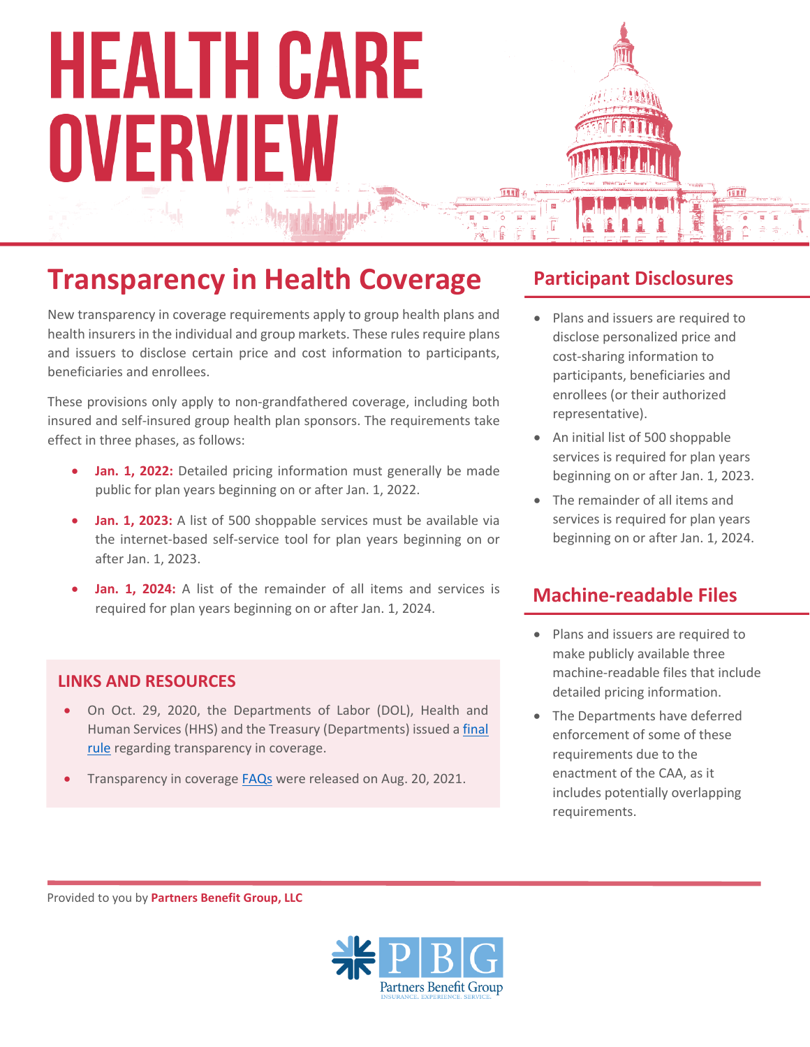# HEALTH CARE OVERVIEW

## Transparency in Health Coverage

New transparency in coverage requirements apply to group health plans and health insurers in the individual and group markets. These rules require plans and issuers to disclose certain price and cost information to participants, beneficiaries and enrollees.

These provisions only apply to non-grandfathered coverage, including both insured and self-insured group health plan sponsors. The requirements take effect in three phases, as follows:

- **Jan. 1, 2022:** Detailed pricing information must generally be made public for plan years beginning on or after Jan. 1, 2022.
- **Jan. 1, 2023:** A list of 500 shoppable services must be available via the internet-based self-service tool for plan years beginning on or after Jan. 1, 2023.
- **Jan. 1, 2024:** A list of the remainder of all items and services is required for plan years beginning on or after Jan. 1, 2024.

### LINKS AND RESOURCES

- On Oct. 29, 2020, the Departments of Labor (DOL), Health and Human Services (HHS) and the Treasury (Departments) issued a final rule regarding transparency in coverage.
- Transparency in coverage FAQs were released on Aug. 20, 2021.

## Participant Disclosures

- Plans and issuers are required to disclose personalized price and cost-sharing information to participants, beneficiaries and enrollees (or their authorized representative).
- An initial list of 500 shoppable services is required for plan years beginning on or after Jan. 1, 2023.
- The remainder of all items and services is required for plan years beginning on or after Jan. 1, 2024.

## Machine-readable Files

- Plans and issuers are required to make publicly available three machine-readable files that include detailed pricing information.
- The Departments have deferred enforcement of some of these requirements due to the enactment of the CAA, as it includes potentially overlapping requirements.

Provided to you by **Partners Benefit Group, LLC**

Partners Benefit Group
INSURANCE. EXPERIENCE. SERVICE.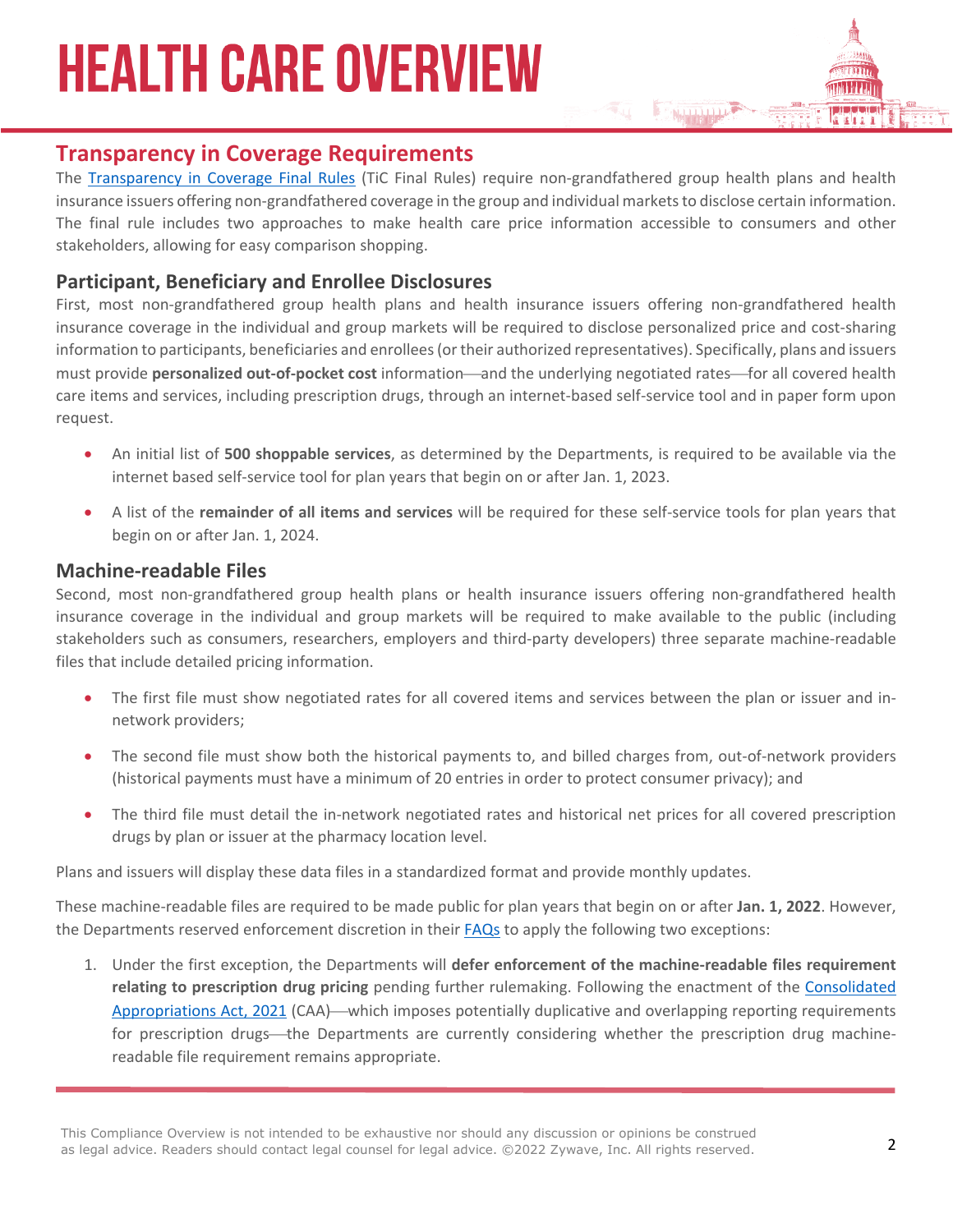## Transparency in Coverage Requirements

The Transparency in Coverage Final Rules (TiC Final Rules) require non-grandfathered group health plans and health insurance issuers offering non-grandfathered coverage in the group and individual markets to disclose certain information. The final rule includes two approaches to make health care price information accessible to consumers and other stakeholders, allowing for easy comparison shopping.

### Participant, Beneficiary and Enrollee Disclosures

First, most non-grandfathered group health plans and health insurance issuers offering non-grandfathered health insurance coverage in the individual and group markets will be required to disclose personalized price and cost-sharing information to participants, beneficiaries and enrollees (or their authorized representatives). Specifically, plans and issuers must provide **personalized out-of-pocket cost** information—and the underlying negotiated rates—for all covered health care items and services, including prescription drugs, through an internet-based self-service tool and in paper form upon request.

- An initial list of **500 shoppable services**, as determined by the Departments, is required to be available via the internet based self-service tool for plan years that begin on or after Jan. 1, 2023.
- A list of the **remainder of all items and services** will be required for these self-service tools for plan years that begin on or after Jan. 1, 2024.

### Machine-readable Files

Second, most non-grandfathered group health plans or health insurance issuers offering non-grandfathered health insurance coverage in the individual and group markets will be required to make available to the public (including stakeholders such as consumers, researchers, employers and third-party developers) three separate machine-readable files that include detailed pricing information.

- The first file must show negotiated rates for all covered items and services between the plan or issuer and in-network providers;
- The second file must show both the historical payments to, and billed charges from, out-of-network providers (historical payments must have a minimum of 20 entries in order to protect consumer privacy); and
- The third file must detail the in-network negotiated rates and historical net prices for all covered prescription drugs by plan or issuer at the pharmacy location level.

Plans and issuers will display these data files in a standardized format and provide monthly updates.

These machine-readable files are required to be made public for plan years that begin on or after **Jan. 1, 2022**. However, the Departments reserved enforcement discretion in their FAQs to apply the following two exceptions:

1. Under the first exception, the Departments will **defer enforcement of the machine-readable files requirement relating to prescription drug pricing** pending further rulemaking. Following the enactment of the Consolidated Appropriations Act, 2021 (CAA)—which imposes potentially duplicative and overlapping reporting requirements for prescription drugs—the Departments are currently considering whether the prescription drug machine-readable file requirement remains appropriate.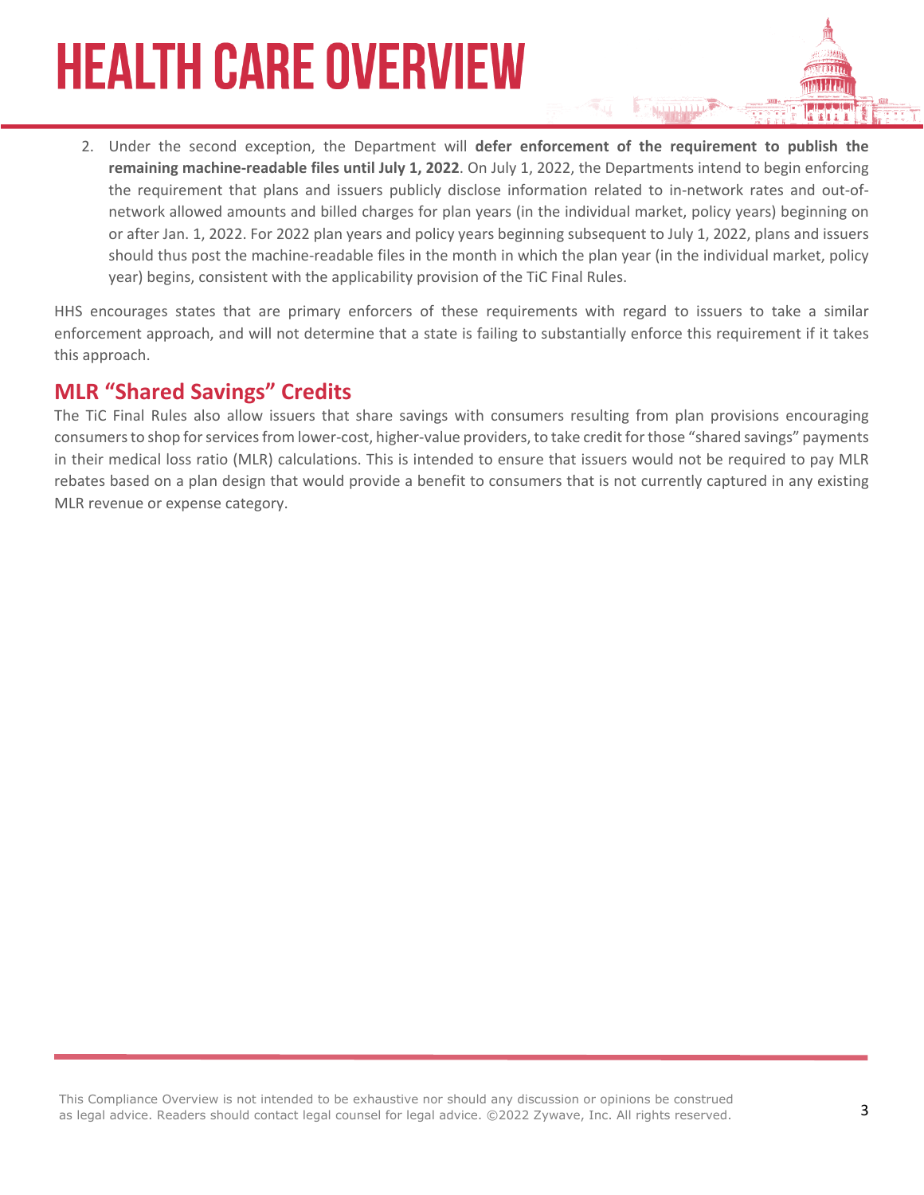2. Under the second exception, the Department will **defer enforcement of the requirement to publish the remaining machine-readable files until July 1, 2022**. On July 1, 2022, the Departments intend to begin enforcing the requirement that plans and issuers publicly disclose information related to in-network rates and out-of-network allowed amounts and billed charges for plan years (in the individual market, policy years) beginning on or after Jan. 1, 2022. For 2022 plan years and policy years beginning subsequent to July 1, 2022, plans and issuers should thus post the machine-readable files in the month in which the plan year (in the individual market, policy year) begins, consistent with the applicability provision of the TiC Final Rules.

HHS encourages states that are primary enforcers of these requirements with regard to issuers to take a similar enforcement approach, and will not determine that a state is failing to substantially enforce this requirement if it takes this approach.

## MLR "Shared Savings" Credits

The TiC Final Rules also allow issuers that share savings with consumers resulting from plan provisions encouraging consumers to shop for services from lower-cost, higher-value providers, to take credit for those "shared savings" payments in their medical loss ratio (MLR) calculations. This is intended to ensure that issuers would not be required to pay MLR rebates based on a plan design that would provide a benefit to consumers that is not currently captured in any existing MLR revenue or expense category.